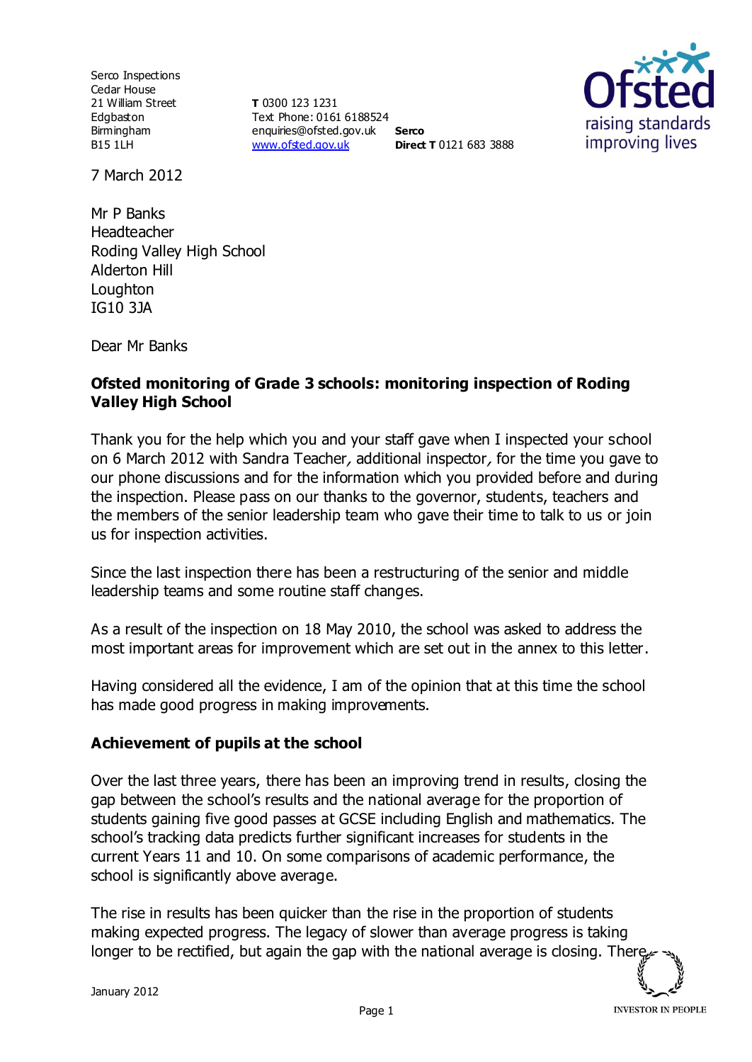Serco Inspections
Cedar House
21 William Street
Edgbaston
Birmingham
B15 1LH

**T** 0300 123 1231
Text Phone: 0161 6188524
enquiries@ofsted.gov.uk
[www.ofsted.gov.uk](http://www.ofsted.gov.uk)

**Serco**
**Direct T** 0121 683 3888

7 March 2012

Mr P Banks
Headteacher
Roding Valley High School
Alderton Hill
Loughton
IG10 3JA

Dear Mr Banks

**Ofsted monitoring of Grade 3 schools: monitoring inspection of Roding Valley High School**

Thank you for the help which you and your staff gave when I inspected your school on 6 March 2012 with Sandra Teacher, additional inspector, for the time you gave to our phone discussions and for the information which you provided before and during the inspection. Please pass on our thanks to the governor, students, teachers and the members of the senior leadership team who gave their time to talk to us or join us for inspection activities.

Since the last inspection there has been a restructuring of the senior and middle leadership teams and some routine staff changes.

As a result of the inspection on 18 May 2010, the school was asked to address the most important areas for improvement which are set out in the annex to this letter.

Having considered all the evidence, I am of the opinion that at this time the school has made good progress in making improvements.

**Achievement of pupils at the school**

Over the last three years, there has been an improving trend in results, closing the gap between the school's results and the national average for the proportion of students gaining five good passes at GCSE including English and mathematics. The school's tracking data predicts further significant increases for students in the current Years 11 and 10. On some comparisons of academic performance, the school is significantly above average.

The rise in results has been quicker than the rise in the proportion of students making expected progress. The legacy of slower than average progress is taking longer to be rectified, but again the gap with the national average is closing. There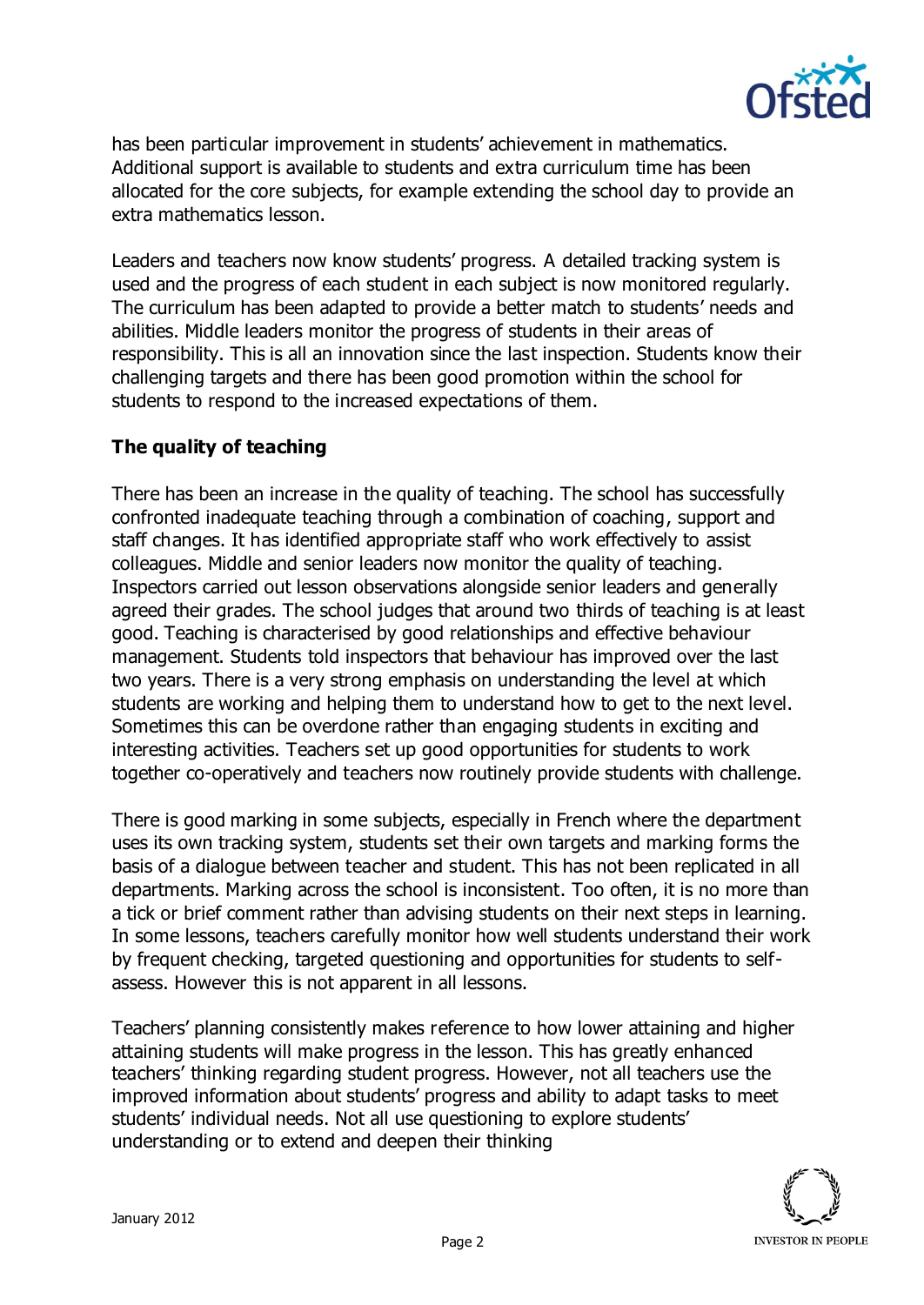has been particular improvement in students' achievement in mathematics. Additional support is available to students and extra curriculum time has been allocated for the core subjects, for example extending the school day to provide an extra mathematics lesson.

Leaders and teachers now know students' progress. A detailed tracking system is used and the progress of each student in each subject is now monitored regularly. The curriculum has been adapted to provide a better match to students' needs and abilities. Middle leaders monitor the progress of students in their areas of responsibility. This is all an innovation since the last inspection. Students know their challenging targets and there has been good promotion within the school for students to respond to the increased expectations of them.

**The quality of teaching**

There has been an increase in the quality of teaching. The school has successfully confronted inadequate teaching through a combination of coaching, support and staff changes. It has identified appropriate staff who work effectively to assist colleagues. Middle and senior leaders now monitor the quality of teaching. Inspectors carried out lesson observations alongside senior leaders and generally agreed their grades. The school judges that around two thirds of teaching is at least good. Teaching is characterised by good relationships and effective behaviour management. Students told inspectors that behaviour has improved over the last two years. There is a very strong emphasis on understanding the level at which students are working and helping them to understand how to get to the next level. Sometimes this can be overdone rather than engaging students in exciting and interesting activities. Teachers set up good opportunities for students to work together co-operatively and teachers now routinely provide students with challenge.

There is good marking in some subjects, especially in French where the department uses its own tracking system, students set their own targets and marking forms the basis of a dialogue between teacher and student. This has not been replicated in all departments. Marking across the school is inconsistent. Too often, it is no more than a tick or brief comment rather than advising students on their next steps in learning. In some lessons, teachers carefully monitor how well students understand their work by frequent checking, targeted questioning and opportunities for students to self-assess. However this is not apparent in all lessons.

Teachers' planning consistently makes reference to how lower attaining and higher attaining students will make progress in the lesson. This has greatly enhanced teachers' thinking regarding student progress. However, not all teachers use the improved information about students' progress and ability to adapt tasks to meet students' individual needs. Not all use questioning to explore students' understanding or to extend and deepen their thinking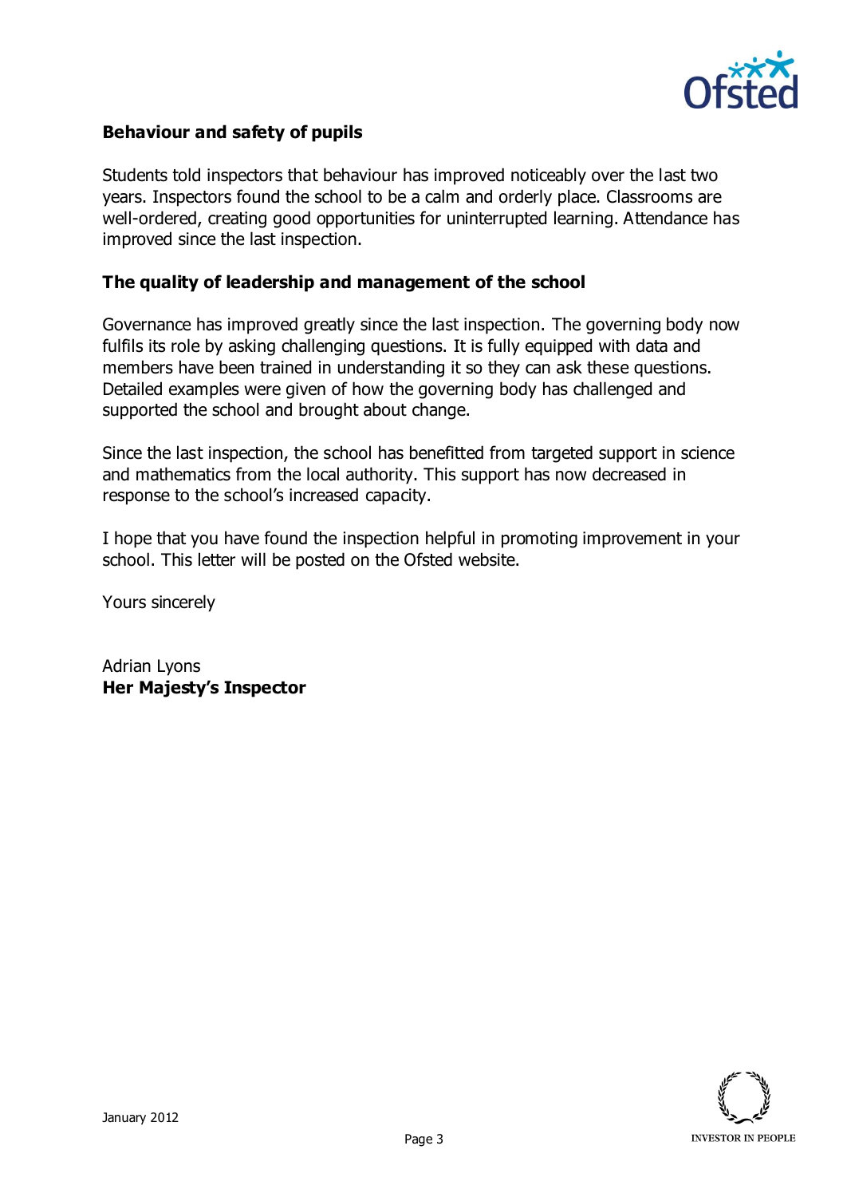**Behaviour and safety of pupils**

Students told inspectors that behaviour has improved noticeably over the last two years. Inspectors found the school to be a calm and orderly place. Classrooms are well-ordered, creating good opportunities for uninterrupted learning. Attendance has improved since the last inspection.

**The quality of leadership and management of the school**

Governance has improved greatly since the last inspection. The governing body now fulfils its role by asking challenging questions. It is fully equipped with data and members have been trained in understanding it so they can ask these questions. Detailed examples were given of how the governing body has challenged and supported the school and brought about change.

Since the last inspection, the school has benefitted from targeted support in science and mathematics from the local authority. This support has now decreased in response to the school's increased capacity.

I hope that you have found the inspection helpful in promoting improvement in your school. This letter will be posted on the Ofsted website.

Yours sincerely

Adrian Lyons
**Her Majesty's Inspector**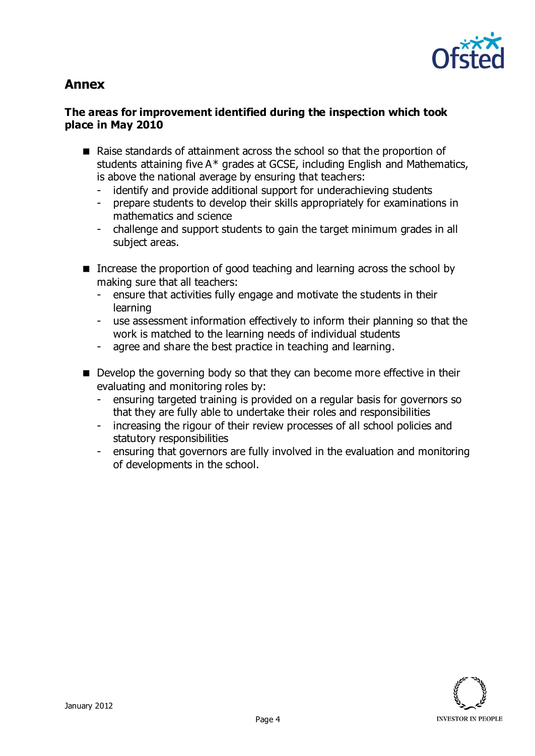## Annex

**The areas for improvement identified during the inspection which took place in May 2010**

- Raise standards of attainment across the school so that the proportion of students attaining five A* grades at GCSE, including English and Mathematics, is above the national average by ensuring that teachers:
  - identify and provide additional support for underachieving students
  - prepare students to develop their skills appropriately for examinations in mathematics and science
  - challenge and support students to gain the target minimum grades in all subject areas.

- Increase the proportion of good teaching and learning across the school by making sure that all teachers:
  - ensure that activities fully engage and motivate the students in their learning
  - use assessment information effectively to inform their planning so that the work is matched to the learning needs of individual students
  - agree and share the best practice in teaching and learning.

- Develop the governing body so that they can become more effective in their evaluating and monitoring roles by:
  - ensuring targeted training is provided on a regular basis for governors so that they are fully able to undertake their roles and responsibilities
  - increasing the rigour of their review processes of all school policies and statutory responsibilities
  - ensuring that governors are fully involved in the evaluation and monitoring of developments in the school.